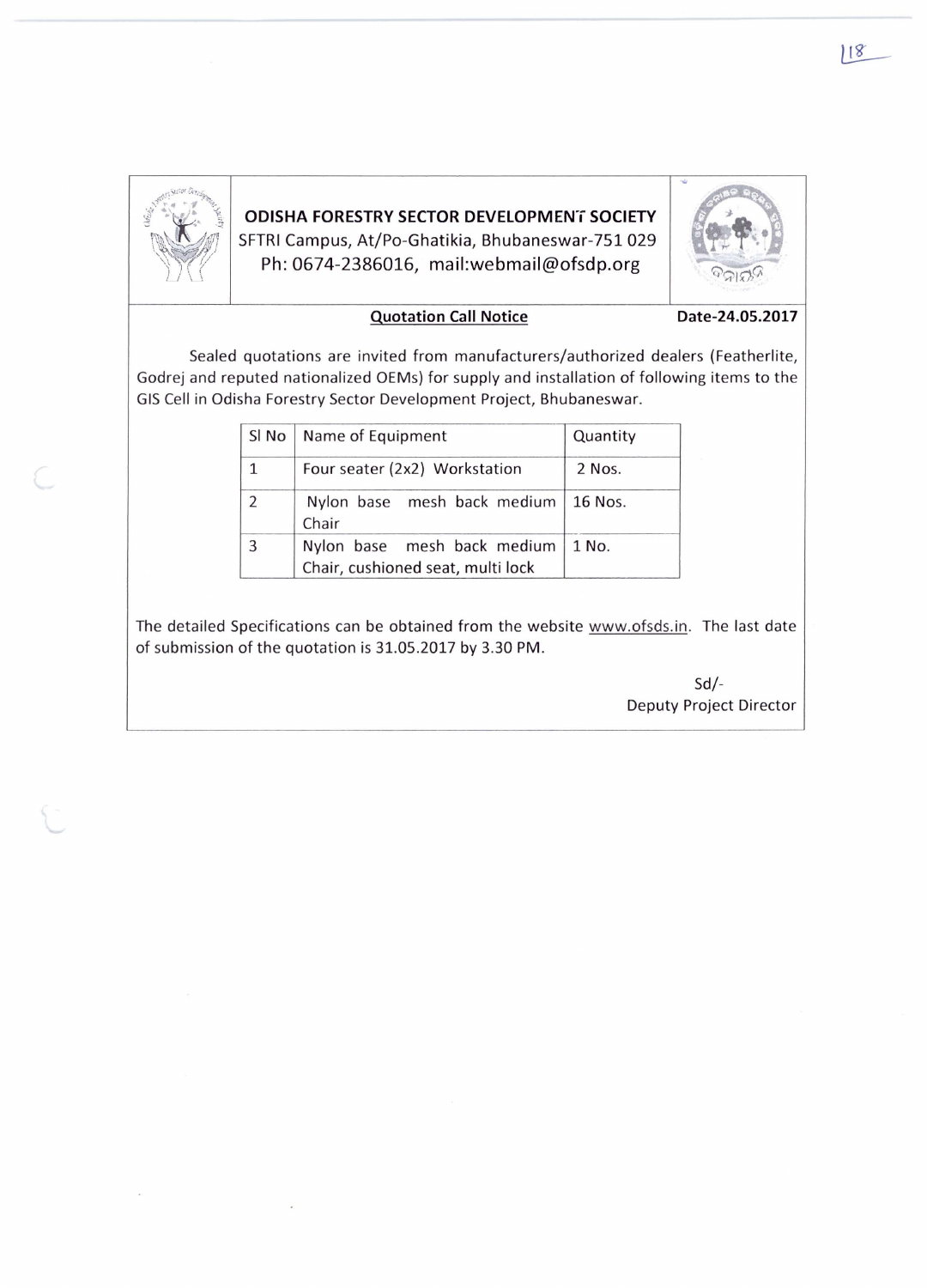# ODISHA FORESTRY SECTOR DEVELOPMENT SOCIETY

SFTRI Campus, At/Po-Ghatikia, Bhubaneswar-751 029

Ph: 0674-2386016, mail:webmail@ofsdp.org

**Quotation Call Notice** **Date-24.05.2017**

Sealed quotations are invited from manufacturers/authorized dealers (Featherlite, Godrej and reputed nationalized OEMs) for supply and installation of following items to the GIS Cell in Odisha Forestry Sector Development Project, Bhubaneswar.

| Sl No | Name of Equipment | Quantity |
|---|---|---|
| 1 | Four seater (2x2) Workstation | 2 Nos. |
| 2 | Nylon base mesh back medium Chair | 16 Nos. |
| 3 | Nylon base mesh back medium Chair, cushioned seat, multi lock | 1 No. |

The detailed Specifications can be obtained from the website www.ofsds.in. The last date of submission of the quotation is 31.05.2017 by 3.30 PM.

Sd/-
Deputy Project Director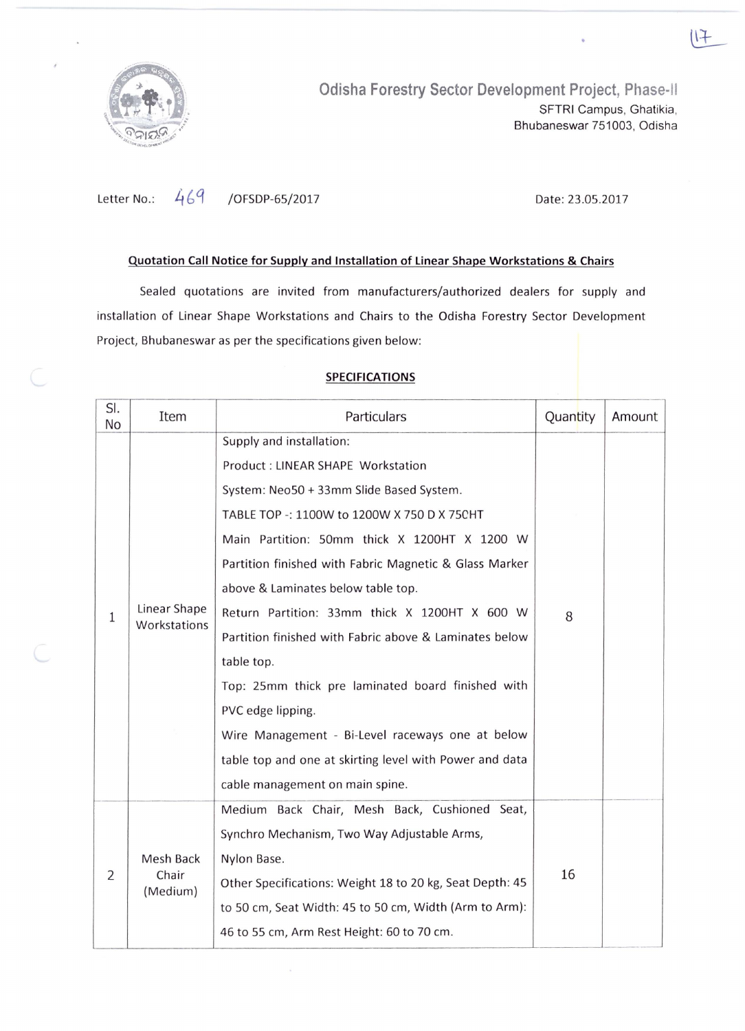Odisha Forestry Sector Development Project, Phase-II
SFTRI Campus, Ghatikia,
Bhubaneswar 751003, Odisha

Letter No.: 469 /OFSDP-65/2017 Date: 23.05.2017

**Quotation Call Notice for Supply and Installation of Linear Shape Workstations & Chairs**

Sealed quotations are invited from manufacturers/authorized dealers for supply and installation of Linear Shape Workstations and Chairs to the Odisha Forestry Sector Development Project, Bhubaneswar as per the specifications given below:

**SPECIFICATIONS**

| Sl. No | Item | Particulars | Quantity | Amount |
|---|---|---|---|---|
| 1 | Linear Shape Workstations | Supply and installation:<br>Product : LINEAR SHAPE Workstation<br>System: Neo50 + 33mm Slide Based System.<br>TABLE TOP -: 1100W to 1200W X 750 D X 750HT<br>Main Partition: 50mm thick X 1200HT X 1200 W Partition finished with Fabric Magnetic & Glass Marker above & Laminates below table top.<br>Return Partition: 33mm thick X 1200HT X 600 W Partition finished with Fabric above & Laminates below table top.<br>Top: 25mm thick pre laminated board finished with PVC edge lipping.<br>Wire Management - Bi-Level raceways one at below table top and one at skirting level with Power and data cable management on main spine. | 8 | |
| 2 | Mesh Back Chair (Medium) | Medium Back Chair, Mesh Back, Cushioned Seat, Synchro Mechanism, Two Way Adjustable Arms, Nylon Base.<br>Other Specifications: Weight 18 to 20 kg, Seat Depth: 45 to 50 cm, Seat Width: 45 to 50 cm, Width (Arm to Arm): 46 to 55 cm, Arm Rest Height: 60 to 70 cm. | 16 | |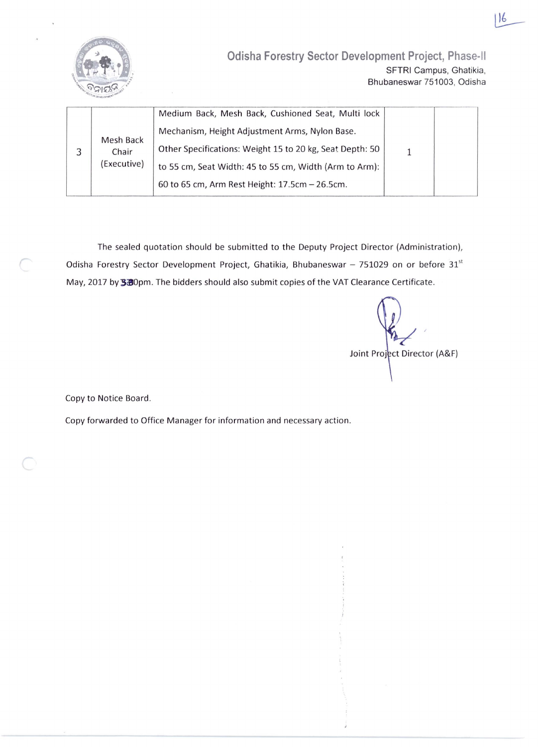# Odisha Forestry Sector Development Project, Phase-II

SFTRI Campus, Ghatikia,
Bhubaneswar 751003, Odisha

| | | | | |
|---|---|---|---|---|
| 3 | Mesh Back Chair (Executive) | Medium Back, Mesh Back, Cushioned Seat, Multi lock Mechanism, Height Adjustment Arms, Nylon Base. Other Specifications: Weight 15 to 20 kg, Seat Depth: 50 to 55 cm, Seat Width: 45 to 55 cm, Width (Arm to Arm): 60 to 65 cm, Arm Rest Height: 17.5cm – 26.5cm. | 1 | |

The sealed quotation should be submitted to the Deputy Project Director (Administration), Odisha Forestry Sector Development Project, Ghatikia, Bhubaneswar – 751029 on or before 31st May, 2017 by 5:30pm. The bidders should also submit copies of the VAT Clearance Certificate.

Joint Project Director (A&F)

Copy to Notice Board.

Copy forwarded to Office Manager for information and necessary action.